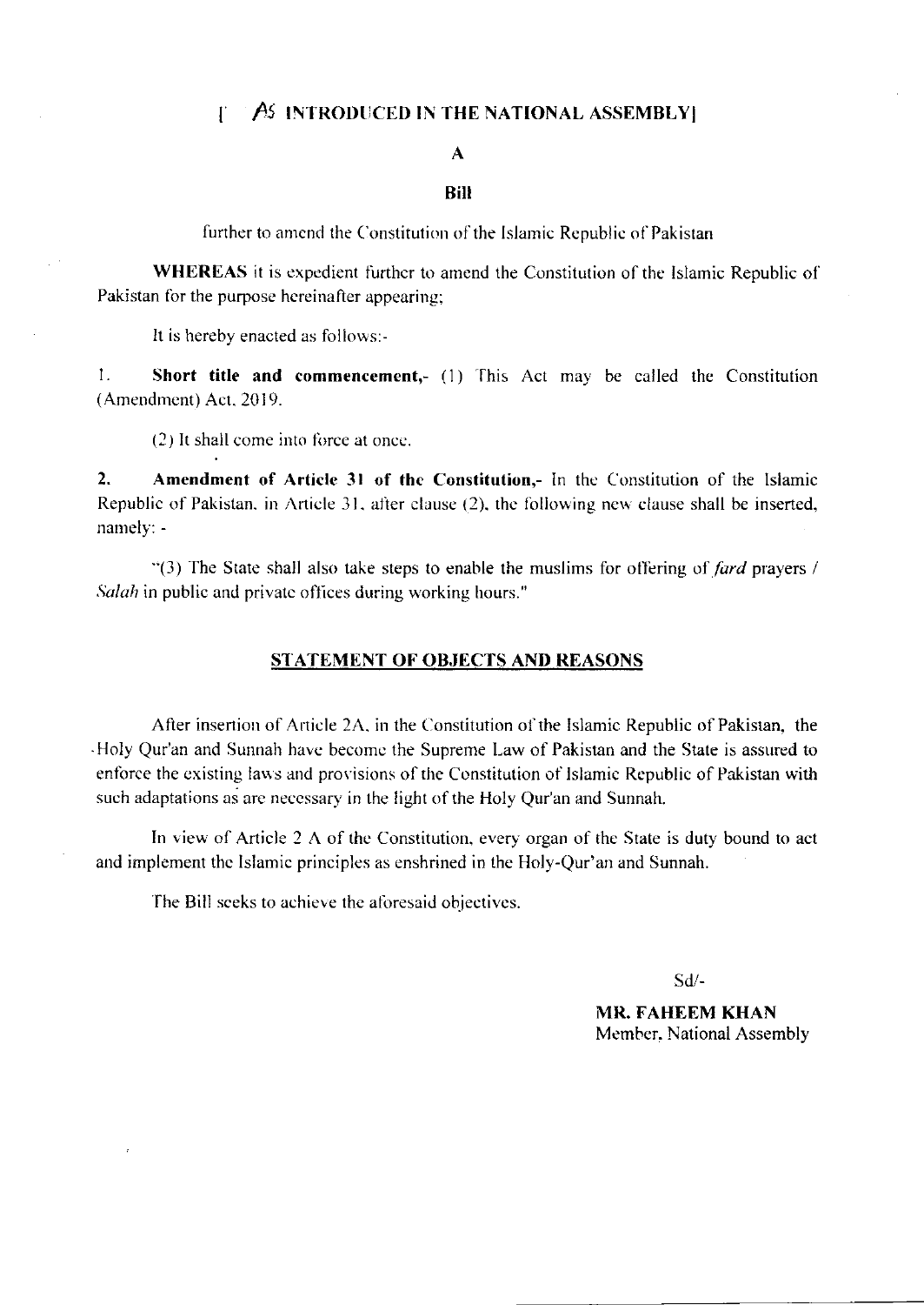**[AS INTRODUCED IN THE NATIONAL ASSEMBLY]**

**A**

**Bill**

further to amend the Constitution of the Islamic Republic of Pakistan

**WHEREAS** it is expedient further to amend the Constitution of the Islamic Republic of Pakistan for the purpose hereinafter appearing;

It is hereby enacted as follows:-

1. **Short title and commencement,-** (1) This Act may be called the Constitution (Amendment) Act, 2019.

(2) It shall come into force at once.

2. **Amendment of Article 31 of the Constitution,-** In the Constitution of the Islamic Republic of Pakistan, in Article 31, after clause (2), the following new clause shall be inserted, namely: -

"(3) The State shall also take steps to enable the muslims for offering of *fard* prayers / *Salah* in public and private offices during working hours."

## STATEMENT OF OBJECTS AND REASONS

After insertion of Article 2A, in the Constitution of the Islamic Republic of Pakistan, the Holy Qur'an and Sunnah have become the Supreme Law of Pakistan and the State is assured to enforce the existing laws and provisions of the Constitution of Islamic Republic of Pakistan with such adaptations as are necessary in the light of the Holy Qur'an and Sunnah.

In view of Article 2 A of the Constitution, every organ of the State is duty bound to act and implement the Islamic principles as enshrined in the Holy-Qur'an and Sunnah.

The Bill seeks to achieve the aforesaid objectives.

Sd/-

**MR. FAHEEM KHAN**
Member, National Assembly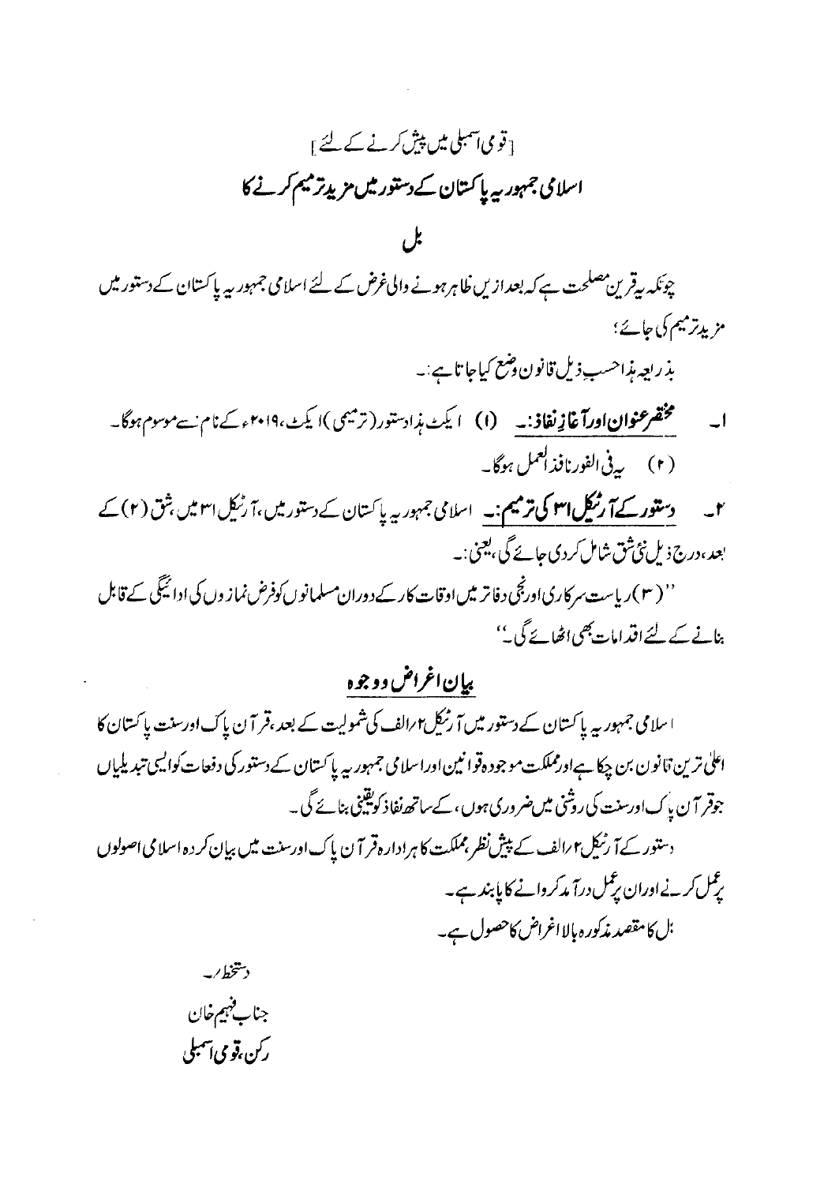[قومی اسمبلی میں پیش کرنے کے لئے]

# اسلامی جمہوریہ پاکستان کے دستور میں مزید ترمیم کرنے کا

# بل

چونکہ یہ قرین مصلحت ہے کہ بعد ازیں ظاہر ہونے والی غرض کے لئے اسلامی جمہوریہ پاکستان کے دستور میں مزید ترمیم کی جائے؛

بذریعہ ہذا حسبِ ذیل قانون وضع کیا جاتا ہے:-

۱۔ **مختصر عنوان اور آغازِ نفاذ:-** (۱) ایکٹ ہذا دستور (ترمیمی) ایکٹ، ۲۰۱۹ء کے نام سے موسوم ہوگا۔

(۲) یہ فی الفور نافذ العمل ہوگا۔

۲۔ **دستور کے آرٹیکل ۳۱ کی ترمیم:-** اسلامی جمہوریہ پاکستان کے دستور میں، آرٹیکل ۳۱ میں، شق (۲) کے بعد، درج ذیل نئی شق شامل کر دی جائے گی، یعنی:-

''(۳) ریاست سرکاری اور نجی دفاتر میں اوقات کار کے دوران مسلمانوں کو فرض نمازوں کی ادائیگی کے قابل بنانے کے لئے اقدامات بھی اٹھائے گی۔''

## بیان اغراض و وجوہ

اسلامی جمہوریہ پاکستان کے دستور میں آرٹیکل ۲-الف کی شمولیت کے بعد، قرآن پاک اور سنت پاکستان کا اعلیٰ ترین قانون بن چکا ہے اور مملکت موجودہ قوانین اور اسلامی جمہوریہ پاکستان کے دستور کی دفعات کو ایسی تبدیلیاں جو قرآن پاک اور سنت کی روشنی میں ضروری ہوں، کے ساتھ نفاذ کو یقینی بنائے گی۔

دستور کے آرٹیکل ۲-الف کے پیش نظر، مملکت کا ہر ادارہ قرآن پاک اور سنت میں بیان کردہ اسلامی اصولوں پر عمل کرنے اور ان پر عمل درآمد کروانے کا پابند ہے۔

بل کا مقصد مذکورہ بالا اغراض کا حصول ہے۔

دستخط/-

جناب فہیم خان

رکن، قومی اسمبلی